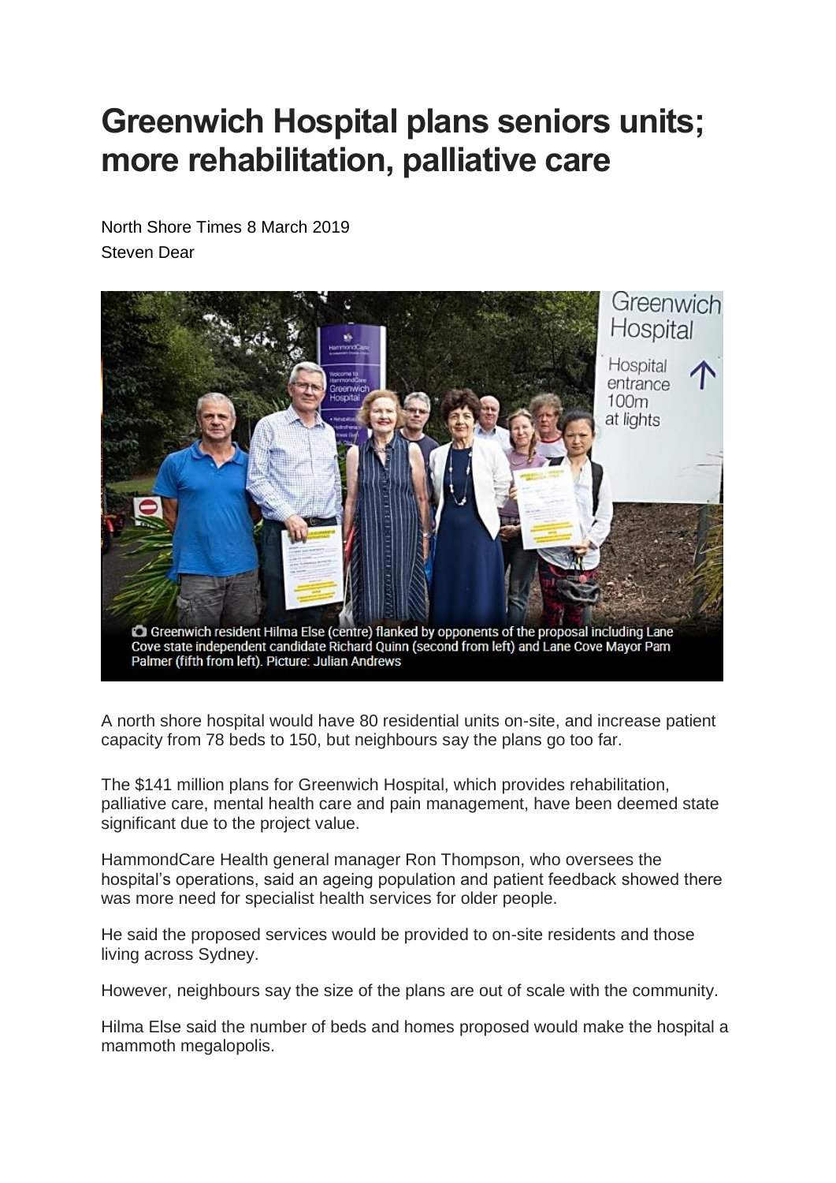# Greenwich Hospital plans seniors units; more rehabilitation, palliative care

North Shore Times 8 March 2019
Steven Dear

Greenwich resident Hilma Else (centre) flanked by opponents of the proposal including Lane Cove state independent candidate Richard Quinn (second from left) and Lane Cove Mayor Pam Palmer (fifth from left). Picture: Julian Andrews

A north shore hospital would have 80 residential units on-site, and increase patient capacity from 78 beds to 150, but neighbours say the plans go too far.

The $141 million plans for Greenwich Hospital, which provides rehabilitation, palliative care, mental health care and pain management, have been deemed state significant due to the project value.

HammondCare Health general manager Ron Thompson, who oversees the hospital's operations, said an ageing population and patient feedback showed there was more need for specialist health services for older people.

He said the proposed services would be provided to on-site residents and those living across Sydney.

However, neighbours say the size of the plans are out of scale with the community.

Hilma Else said the number of beds and homes proposed would make the hospital a mammoth megalopolis.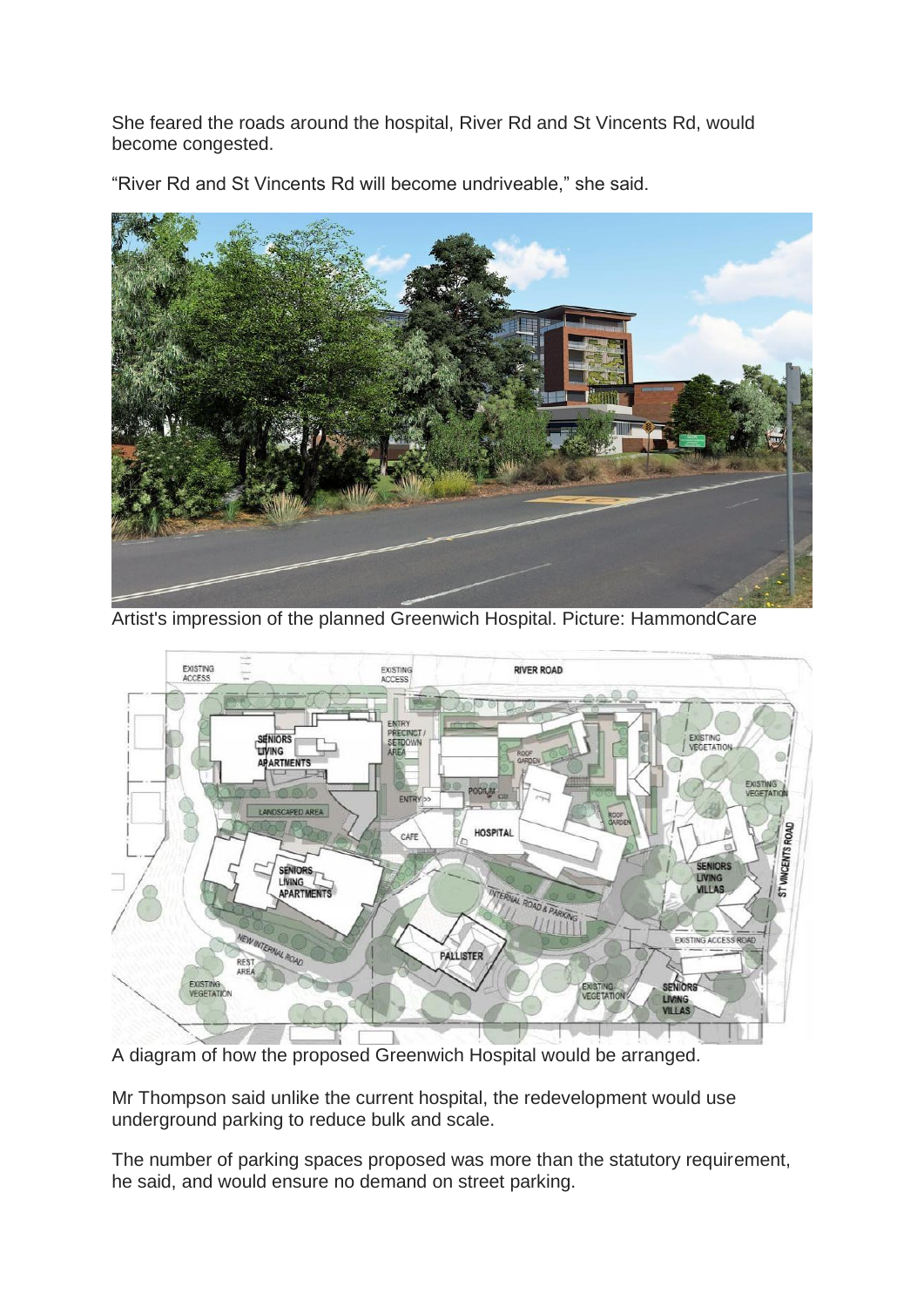She feared the roads around the hospital, River Rd and St Vincents Rd, would become congested.

"River Rd and St Vincents Rd will become undriveable," she said.

Artist's impression of the planned Greenwich Hospital. Picture: HammondCare

A diagram of how the proposed Greenwich Hospital would be arranged.

Mr Thompson said unlike the current hospital, the redevelopment would use underground parking to reduce bulk and scale.

The number of parking spaces proposed was more than the statutory requirement, he said, and would ensure no demand on street parking.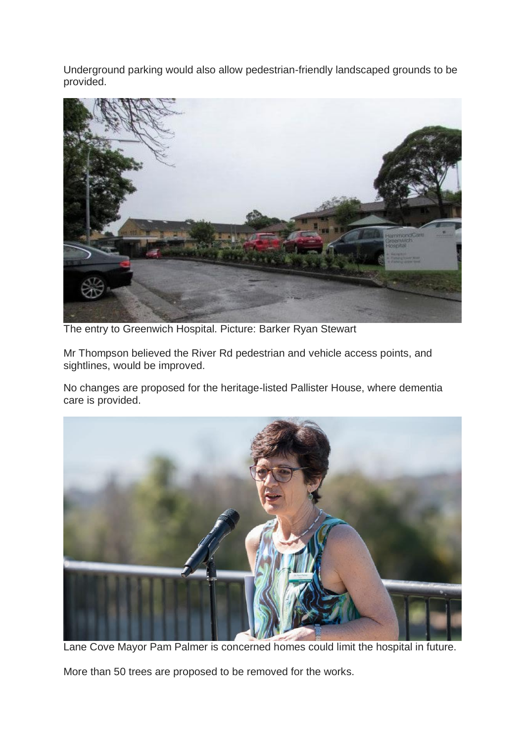Underground parking would also allow pedestrian-friendly landscaped grounds to be provided.

The entry to Greenwich Hospital. Picture: Barker Ryan Stewart

Mr Thompson believed the River Rd pedestrian and vehicle access points, and sightlines, would be improved.

No changes are proposed for the heritage-listed Pallister House, where dementia care is provided.

Lane Cove Mayor Pam Palmer is concerned homes could limit the hospital in future.

More than 50 trees are proposed to be removed for the works.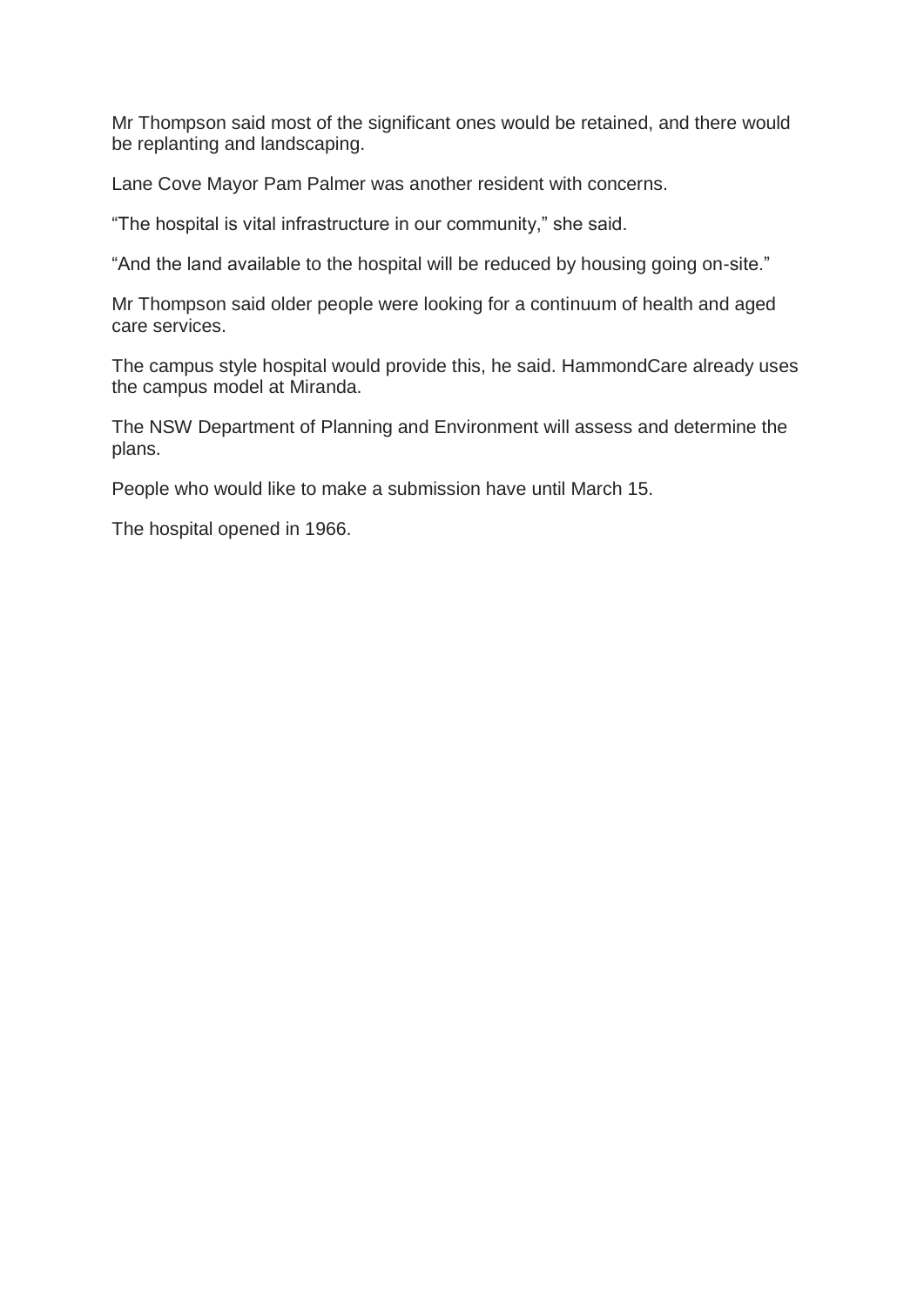Mr Thompson said most of the significant ones would be retained, and there would be replanting and landscaping.

Lane Cove Mayor Pam Palmer was another resident with concerns.

“The hospital is vital infrastructure in our community,” she said.

“And the land available to the hospital will be reduced by housing going on-site.”

Mr Thompson said older people were looking for a continuum of health and aged care services.

The campus style hospital would provide this, he said. HammondCare already uses the campus model at Miranda.

The NSW Department of Planning and Environment will assess and determine the plans.

People who would like to make a submission have until March 15.

The hospital opened in 1966.